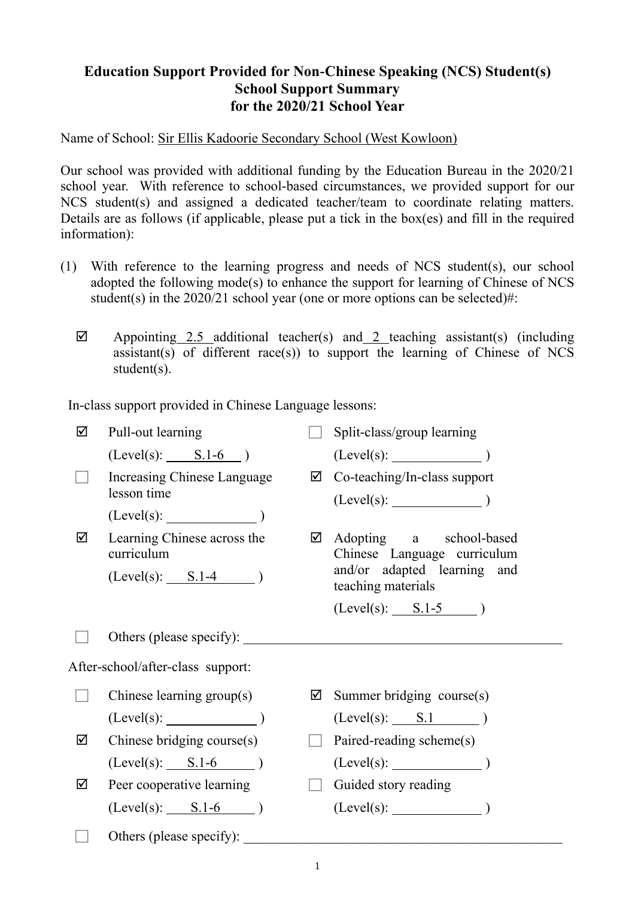**Education Support Provided for Non-Chinese Speaking (NCS) Student(s)**
**School Support Summary**
**for the 2020/21 School Year**

Name of School: Sir Ellis Kadoorie Secondary School (West Kowloon)

Our school was provided with additional funding by the Education Bureau in the 2020/21 school year. With reference to school-based circumstances, we provided support for our NCS student(s) and assigned a dedicated teacher/team to coordinate relating matters. Details are as follows (if applicable, please put a tick in the box(es) and fill in the required information):

(1) With reference to the learning progress and needs of NCS student(s), our school adopted the following mode(s) to enhance the support for learning of Chinese of NCS student(s) in the 2020/21 school year (one or more options can be selected)#:

☑ Appointing 2.5 additional teacher(s) and 2 teaching assistant(s) (including assistant(s) of different race(s)) to support the learning of Chinese of NCS student(s).

In-class support provided in Chinese Language lessons:

- ☑ Pull-out learning (Level(s): S.1-6 )
- ☐ Split-class/group learning (Level(s): ________ )
- ☐ Increasing Chinese Language lesson time (Level(s): ________ )
- ☑ Co-teaching/In-class support (Level(s): ________ )
- ☑ Learning Chinese across the curriculum (Level(s): S.1-4 )
- ☑ Adopting a school-based Chinese Language curriculum and/or adapted learning and teaching materials (Level(s): S.1-5 )
- ☐ Others (please specify): ________

After-school/after-class support:

- ☐ Chinese learning group(s) (Level(s): ________ )
- ☑ Summer bridging course(s) (Level(s): S.1 )
- ☑ Chinese bridging course(s) (Level(s): S.1-6 )
- ☐ Paired-reading scheme(s) (Level(s): ________ )
- ☑ Peer cooperative learning (Level(s): S.1-6 )
- ☐ Guided story reading (Level(s): ________ )
- ☐ Others (please specify): ________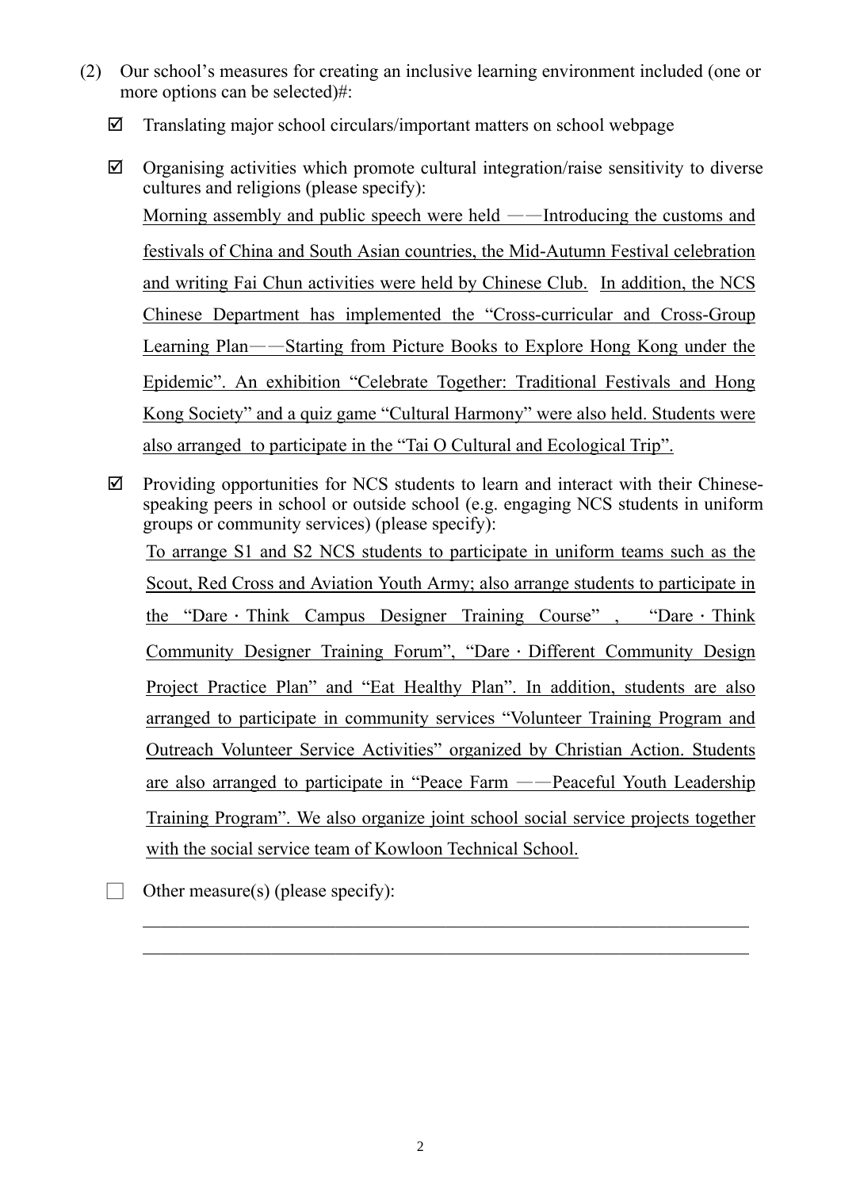(2) Our school's measures for creating an inclusive learning environment included (one or more options can be selected)#:

☑ Translating major school circulars/important matters on school webpage

☑ Organising activities which promote cultural integration/raise sensitivity to diverse cultures and religions (please specify):

Morning assembly and public speech were held ——Introducing the customs and festivals of China and South Asian countries, the Mid-Autumn Festival celebration and writing Fai Chun activities were held by Chinese Club. In addition, the NCS Chinese Department has implemented the "Cross-curricular and Cross-Group Learning Plan——Starting from Picture Books to Explore Hong Kong under the Epidemic". An exhibition "Celebrate Together: Traditional Festivals and Hong Kong Society" and a quiz game "Cultural Harmony" were also held. Students were also arranged to participate in the "Tai O Cultural and Ecological Trip".

☑ Providing opportunities for NCS students to learn and interact with their Chinese-speaking peers in school or outside school (e.g. engaging NCS students in uniform groups or community services) (please specify):

To arrange S1 and S2 NCS students to participate in uniform teams such as the Scout, Red Cross and Aviation Youth Army; also arrange students to participate in the "Dare · Think Campus Designer Training Course", "Dare · Think Community Designer Training Forum", "Dare · Different Community Design Project Practice Plan" and "Eat Healthy Plan". In addition, students are also arranged to participate in community services "Volunteer Training Program and Outreach Volunteer Service Activities" organized by Christian Action. Students are also arranged to participate in "Peace Farm ——Peaceful Youth Leadership Training Program". We also organize joint school social service projects together with the social service team of Kowloon Technical School.

☐ Other measure(s) (please specify):

\_\_\_\_\_\_\_\_\_\_\_\_\_\_\_\_\_\_\_\_\_\_\_\_\_\_\_\_\_\_\_\_\_\_\_\_\_\_\_\_\_\_\_\_\_\_\_\_\_\_\_\_\_\_\_\_

\_\_\_\_\_\_\_\_\_\_\_\_\_\_\_\_\_\_\_\_\_\_\_\_\_\_\_\_\_\_\_\_\_\_\_\_\_\_\_\_\_\_\_\_\_\_\_\_\_\_\_\_\_\_\_\_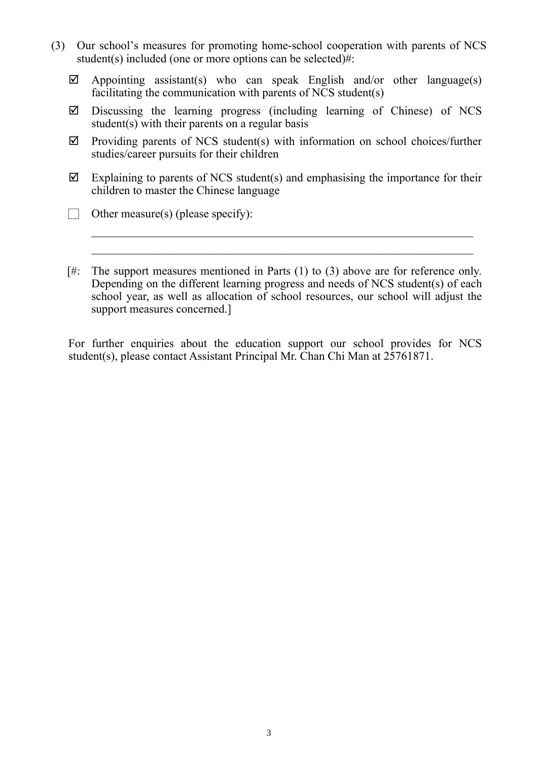(3) Our school's measures for promoting home-school cooperation with parents of NCS student(s) included (one or more options can be selected)#:

- ☑ Appointing assistant(s) who can speak English and/or other language(s) facilitating the communication with parents of NCS student(s)
- ☑ Discussing the learning progress (including learning of Chinese) of NCS student(s) with their parents on a regular basis
- ☑ Providing parents of NCS student(s) with information on school choices/further studies/career pursuits for their children
- ☑ Explaining to parents of NCS student(s) and emphasising the importance for their children to master the Chinese language
- ☐ Other measure(s) (please specify):

  ______________________________________________________________________

  ______________________________________________________________________

[#: The support measures mentioned in Parts (1) to (3) above are for reference only. Depending on the different learning progress and needs of NCS student(s) of each school year, as well as allocation of school resources, our school will adjust the support measures concerned.]

For further enquiries about the education support our school provides for NCS student(s), please contact Assistant Principal Mr. Chan Chi Man at 25761871.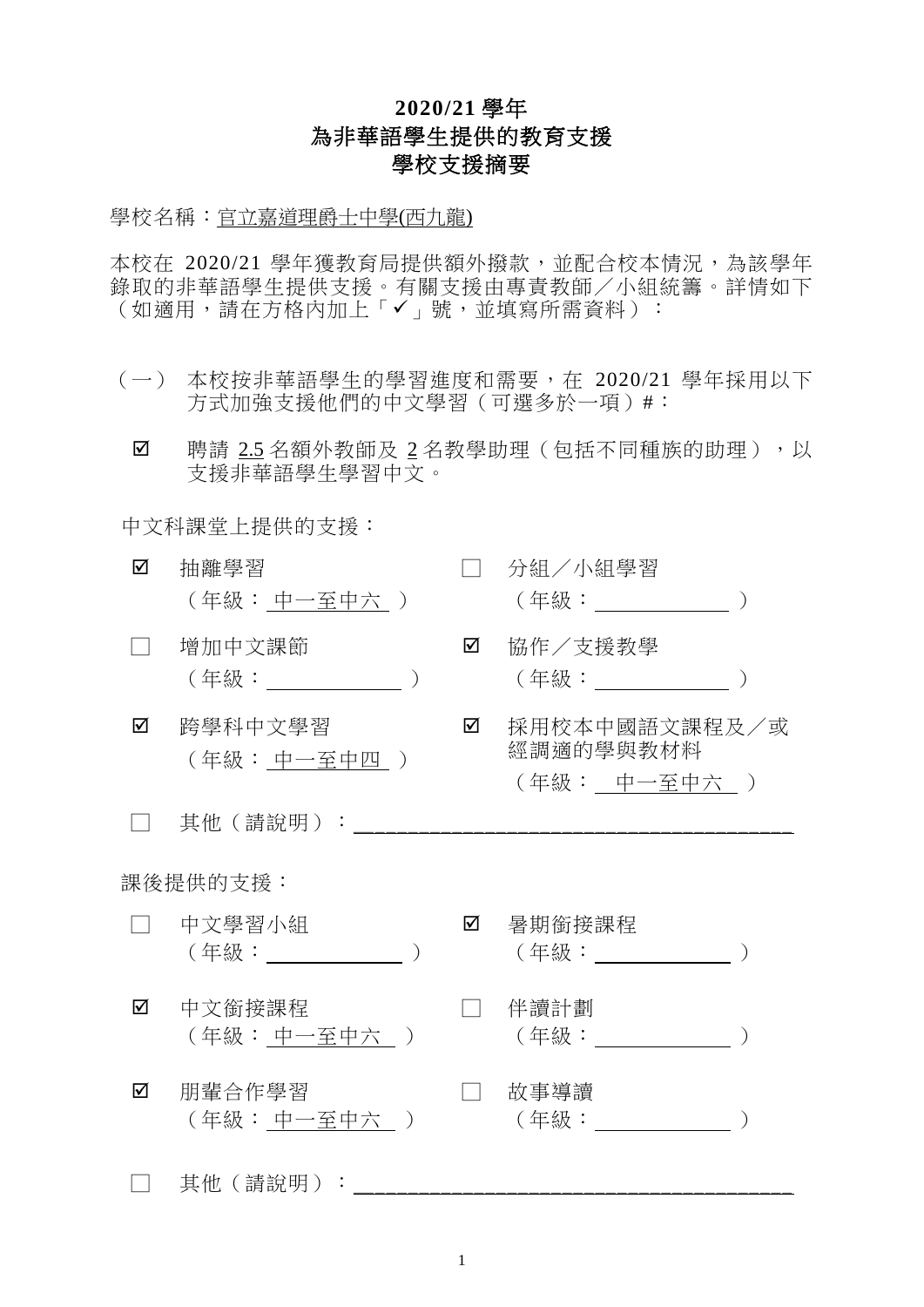# 2020/21 學年
# 為非華語學生提供的教育支援
# 學校支援摘要

學校名稱：<u>官立嘉道理爵士中學(西九龍)</u>

本校在 2020/21 學年獲教育局提供額外撥款，並配合校本情況，為該學年錄取的非華語學生提供支援。有關支援由專責教師／小組統籌。詳情如下（如適用，請在方格內加上「✓」號，並填寫所需資料）：

（一） 本校按非華語學生的學習進度和需要，在 2020/21 學年採用以下方式加強支援他們的中文學習（可選多於一項）#：

☑ 聘請 2.5 名額外教師及 2 名教學助理（包括不同種族的助理），以支援非華語學生學習中文。

中文科課堂上提供的支援：

| | |
|---|---|
| ☑ 抽離學習<br>（年級：中一至中六） | ☐ 分組／小組學習<br>（年級：＿＿＿＿） |
| ☐ 增加中文課節<br>（年級：＿＿＿＿） | ☑ 協作／支援教學<br>（年級：＿＿＿＿） |
| ☑ 跨學科中文學習<br>（年級：中一至中四） | ☑ 採用校本中國語文課程及／或經調適的學與教材料<br>（年級：中一至中六） |

☐ 其他（請說明）：＿＿＿＿＿＿＿＿＿＿＿＿＿＿＿＿＿＿＿

課後提供的支援：

| | |
|---|---|
| ☐ 中文學習小組<br>（年級：＿＿＿＿） | ☑ 暑期銜接課程<br>（年級：＿＿＿＿） |
| ☑ 中文銜接課程<br>（年級：中一至中六） | ☐ 伴讀計劃<br>（年級：＿＿＿＿） |
| ☑ 朋輩合作學習<br>（年級：中一至中六） | ☐ 故事導讀<br>（年級：＿＿＿＿） |

☐ 其他（請說明）：＿＿＿＿＿＿＿＿＿＿＿＿＿＿＿＿＿＿＿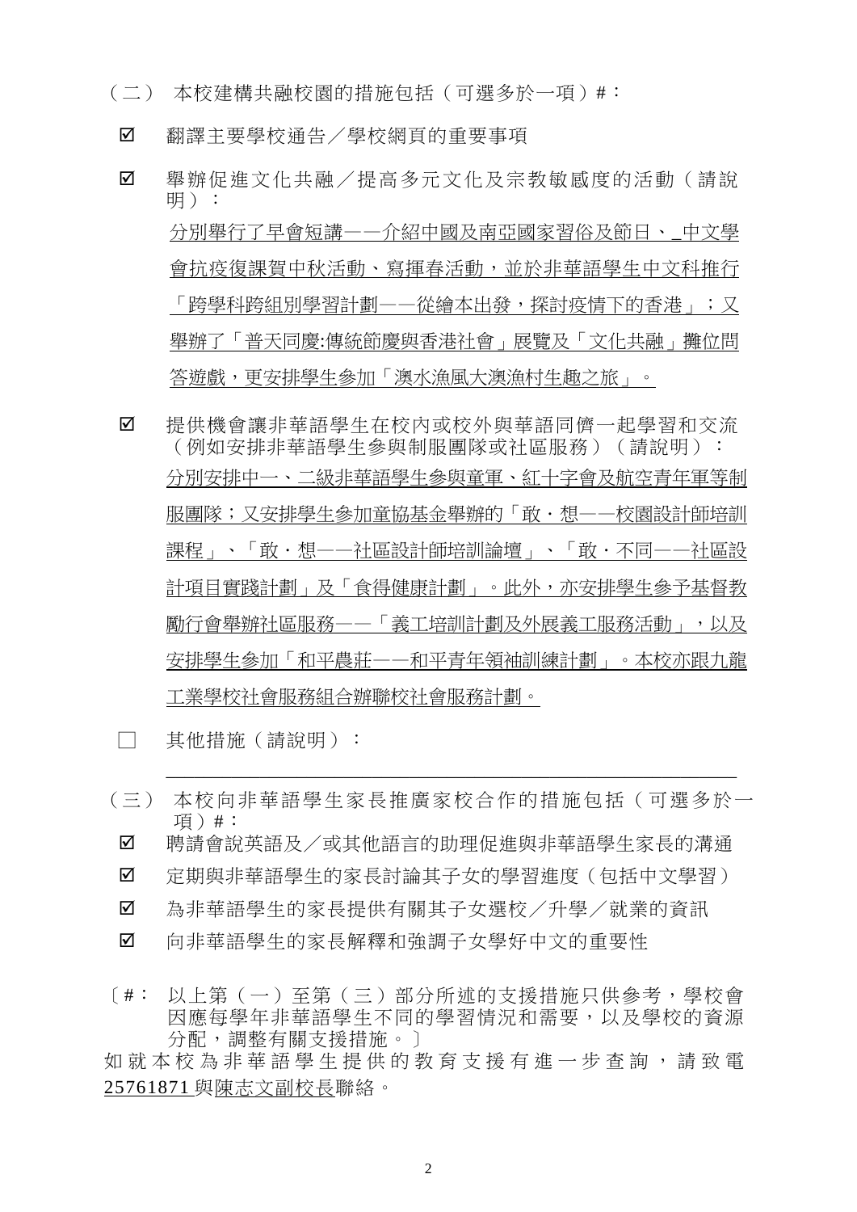（二） 本校建構共融校園的措施包括（可選多於一項）#：

☑ 翻譯主要學校通告／學校網頁的重要事項

☑ 舉辦促進文化共融／提高多元文化及宗教敏感度的活動（請說明）：

分別舉行了早會短講——介紹中國及南亞國家習俗及節日、_中文學會抗疫復課賀中秋活動、寫揮春活動，並於非華語學生中文科推行「跨學科跨組別學習計劃——從繪本出發，探討疫情下的香港」；又舉辦了「普天同慶:傳統節慶與香港社會」展覽及「文化共融」攤位問答遊戲，更安排學生參加「澳水漁風大澳漁村生趣之旅」。

☑ 提供機會讓非華語學生在校內或校外與華語同儕一起學習和交流（例如安排非華語學生參與制服團隊或社區服務）（請說明）：

分別安排中一、二級非華語學生參與童軍、紅十字會及航空青年軍等制服團隊；又安排學生參加童協基金舉辦的「敢・想——校園設計師培訓課程」、「敢・想——社區設計師培訓論壇」、「敢・不同——社區設計項目實踐計劃」及「食得健康計劃」。此外，亦安排學生參予基督教勵行會舉辦社區服務——「義工培訓計劃及外展義工服務活動」，以及安排學生參加「和平農莊——和平青年領袖訓練計劃」。本校亦跟九龍工業學校社會服務組合辦聯校社會服務計劃。

☐ 其他措施（請說明）：

______________________________________________

（三） 本校向非華語學生家長推廣家校合作的措施包括（可選多於一項）#：

☑ 聘請會說英語及／或其他語言的助理促進與非華語學生家長的溝通

☑ 定期與非華語學生的家長討論其子女的學習進度（包括中文學習）

☑ 為非華語學生的家長提供有關其子女選校／升學／就業的資訊

☑ 向非華語學生的家長解釋和強調子女學好中文的重要性

〔#： 以上第（一）至第（三）部分所述的支援措施只供參考，學校會因應每學年非華語學生不同的學習情況和需要，以及學校的資源分配，調整有關支援措施。〕

如就本校為非華語學生提供的教育支援有進一步查詢，請致電 25761871 與陳志文副校長聯絡。